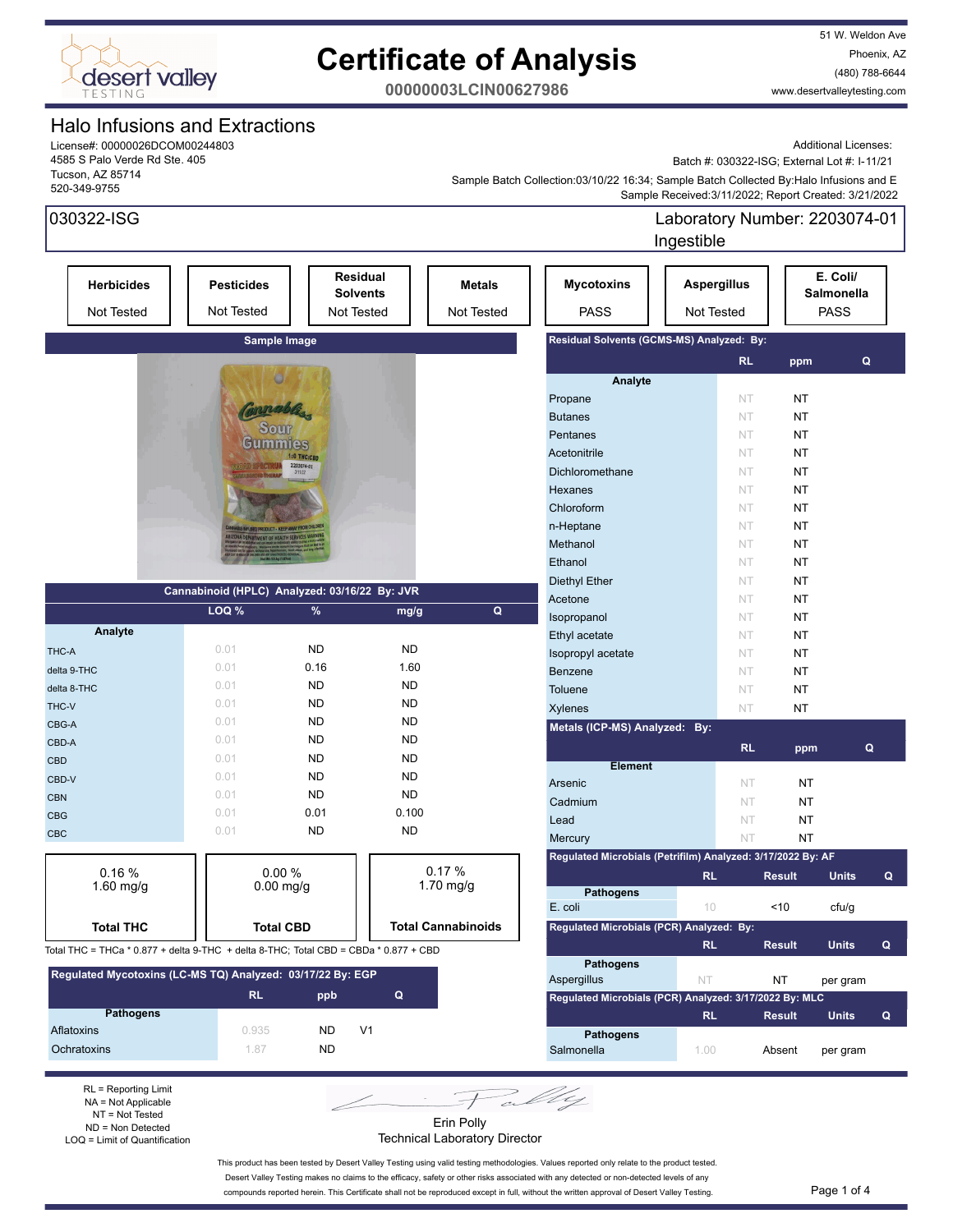# Certificate of Analysis

**00000003LCIN00627986**

51 W. Weldon Ave
Phoenix, AZ
(480) 788-6644
www.desertvalleytesting.com

## Halo Infusions and Extractions

License#: 00000026DCOM00244803
4585 S Palo Verde Rd Ste. 405
Tucson, AZ 85714
520-349-9755

Additional Licenses:
Batch #: 030322-ISG; External Lot #: I-11/21
Sample Batch Collection:03/10/22 16:34; Sample Batch Collected By:Halo Infusions and E
Sample Received:3/11/2022; Report Created: 3/21/2022

## 030322-ISG

Laboratory Number: 2203074-01
Ingestible

| Herbicides | Pesticides | Residual Solvents | Metals | Mycotoxins | Aspergillus | E. Coli/ Salmonella |
|---|---|---|---|---|---|---|
| Not Tested | Not Tested | Not Tested | Not Tested | PASS | Not Tested | PASS |

**Sample Image**

### Cannabinoid (HPLC) Analyzed: 03/16/22 By: JVR

| Analyte | LOQ % | % | mg/g | Q |
|---|---|---|---|---|
| THC-A | 0.01 | ND | ND | |
| delta 9-THC | 0.01 | 0.16 | 1.60 | |
| delta 8-THC | 0.01 | ND | ND | |
| THC-V | 0.01 | ND | ND | |
| CBG-A | 0.01 | ND | ND | |
| CBD-A | 0.01 | ND | ND | |
| CBD | 0.01 | ND | ND | |
| CBD-V | 0.01 | ND | ND | |
| CBN | 0.01 | ND | ND | |
| CBG | 0.01 | 0.01 | 0.100 | |
| CBC | 0.01 | ND | ND | |

| Total THC | Total CBD | Total Cannabinoids |
|---|---|---|
| 0.16 % / 1.60 mg/g | 0.00 % / 0.00 mg/g | 0.17 % / 1.70 mg/g |

Total THC = THCa * 0.877 + delta 9-THC + delta 8-THC; Total CBD = CBDa * 0.877 + CBD

### Regulated Mycotoxins (LC-MS TQ) Analyzed: 03/17/22 By: EGP

| Pathogens | RL | ppb | Q |
|---|---|---|---|
| Aflatoxins | 0.935 | ND | V1 |
| Ochratoxins | 1.87 | ND | |

### Residual Solvents (GCMS-MS) Analyzed: By:

| Analyte | RL | ppm | Q |
|---|---|---|---|
| Propane | NT | NT | |
| Butanes | NT | NT | |
| Pentanes | NT | NT | |
| Acetonitrile | NT | NT | |
| Dichloromethane | NT | NT | |
| Hexanes | NT | NT | |
| Chloroform | NT | NT | |
| n-Heptane | NT | NT | |
| Methanol | NT | NT | |
| Ethanol | NT | NT | |
| Diethyl Ether | NT | NT | |
| Acetone | NT | NT | |
| Isopropanol | NT | NT | |
| Ethyl acetate | NT | NT | |
| Isopropyl acetate | NT | NT | |
| Benzene | NT | NT | |
| Toluene | NT | NT | |
| Xylenes | NT | NT | |

### Metals (ICP-MS) Analyzed: By:

| Element | RL | ppm | Q |
|---|---|---|---|
| Arsenic | NT | NT | |
| Cadmium | NT | NT | |
| Lead | NT | NT | |
| Mercury | NT | NT | |

### Regulated Microbials (Petrifilm) Analyzed: 3/17/2022 By: AF

| Pathogens | RL | Result | Units | Q |
|---|---|---|---|---|
| E. coli | 10 | <10 | cfu/g | |

### Regulated Microbials (PCR) Analyzed: By:

| Pathogens | RL | Result | Units | Q |
|---|---|---|---|---|
| Aspergillus | NT | NT | per gram | |

### Regulated Microbials (PCR) Analyzed: 3/17/2022 By: MLC

| Pathogens | RL | Result | Units | Q |
|---|---|---|---|---|
| Salmonella | 1.00 | Absent | per gram | |

RL = Reporting Limit
NA = Not Applicable
NT = Not Tested
ND = Non Detected
LOQ = Limit of Quantification

Erin Polly
Technical Laboratory Director

This product has been tested by Desert Valley Testing using valid testing methodologies. Values reported only relate to the product tested. Desert Valley Testing makes no claims to the efficacy, safety or other risks associated with any detected or non-detected levels of any compounds reported herein. This Certificate shall not be reproduced except in full, without the written approval of Desert Valley Testing.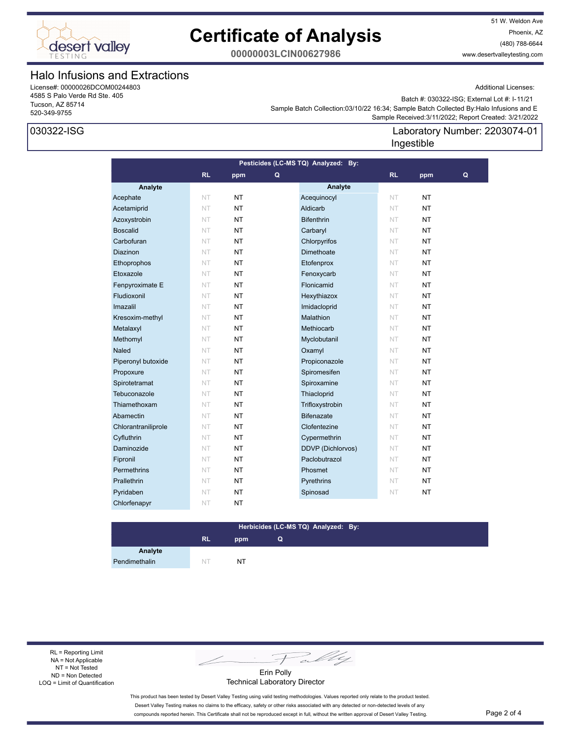# Certificate of Analysis

**00000003LCIN00627986**

51 W. Weldon Ave
Phoenix, AZ
(480) 788-6644
www.desertvalleytesting.com

## Halo Infusions and Extractions

License#: 00000026DCOM00244803
4585 S Palo Verde Rd Ste. 405
Tucson, AZ 85714
520-349-9755

Additional Licenses:

Batch #: 030322-ISG; External Lot #: I-11/21
Sample Batch Collection:03/10/22 16:34; Sample Batch Collected By:Halo Infusions and E
Sample Received:3/11/2022; Report Created: 3/21/2022

**030322-ISG**

Laboratory Number: 2203074-01
Ingestible

### Pesticides (LC-MS TQ) Analyzed: By:

| Analyte | RL | ppm | Q | Analyte | RL | ppm | Q |
|---|---|---|---|---|---|---|---|
| Acephate | NT | NT | | Acequinocyl | NT | NT | |
| Acetamiprid | NT | NT | | Aldicarb | NT | NT | |
| Azoxystrobin | NT | NT | | Bifenthrin | NT | NT | |
| Boscalid | NT | NT | | Carbaryl | NT | NT | |
| Carbofuran | NT | NT | | Chlorpyrifos | NT | NT | |
| Diazinon | NT | NT | | Dimethoate | NT | NT | |
| Ethoprophos | NT | NT | | Etofenprox | NT | NT | |
| Etoxazole | NT | NT | | Fenoxycarb | NT | NT | |
| Fenpyroximate E | NT | NT | | Flonicamid | NT | NT | |
| Fludioxonil | NT | NT | | Hexythiazox | NT | NT | |
| Imazalil | NT | NT | | Imidacloprid | NT | NT | |
| Kresoxim-methyl | NT | NT | | Malathion | NT | NT | |
| Metalaxyl | NT | NT | | Methiocarb | NT | NT | |
| Methomyl | NT | NT | | Myclobutanil | NT | NT | |
| Naled | NT | NT | | Oxamyl | NT | NT | |
| Piperonyl butoxide | NT | NT | | Propiconazole | NT | NT | |
| Propoxure | NT | NT | | Spiromesifen | NT | NT | |
| Spirotetramat | NT | NT | | Spiroxamine | NT | NT | |
| Tebuconazole | NT | NT | | Thiacloprid | NT | NT | |
| Thiamethoxam | NT | NT | | Trifloxystrobin | NT | NT | |
| Abamectin | NT | NT | | Bifenazate | NT | NT | |
| Chlorantraniliprole | NT | NT | | Clofentezine | NT | NT | |
| Cyfluthrin | NT | NT | | Cypermethrin | NT | NT | |
| Daminozide | NT | NT | | DDVP (Dichlorvos) | NT | NT | |
| Fipronil | NT | NT | | Paclobutrazol | NT | NT | |
| Permethrins | NT | NT | | Phosmet | NT | NT | |
| Prallethrin | NT | NT | | Pyrethrins | NT | NT | |
| Pyridaben | NT | NT | | Spinosad | NT | NT | |
| Chlorfenapyr | NT | NT | | | | | |

### Herbicides (LC-MS TQ) Analyzed: By:

| Analyte | RL | ppm | Q |
|---|---|---|---|
| Pendimethalin | NT | NT | |

RL = Reporting Limit
NA = Not Applicable
NT = Not Tested
ND = Non Detected
LOQ = Limit of Quantification

Erin Polly
Technical Laboratory Director

This product has been tested by Desert Valley Testing using valid testing methodologies. Values reported only relate to the product tested. Desert Valley Testing makes no claims to the efficacy, safety or other risks associated with any detected or non-detected levels of any compounds reported herein. This Certificate shall not be reproduced except in full, without the written approval of Desert Valley Testing.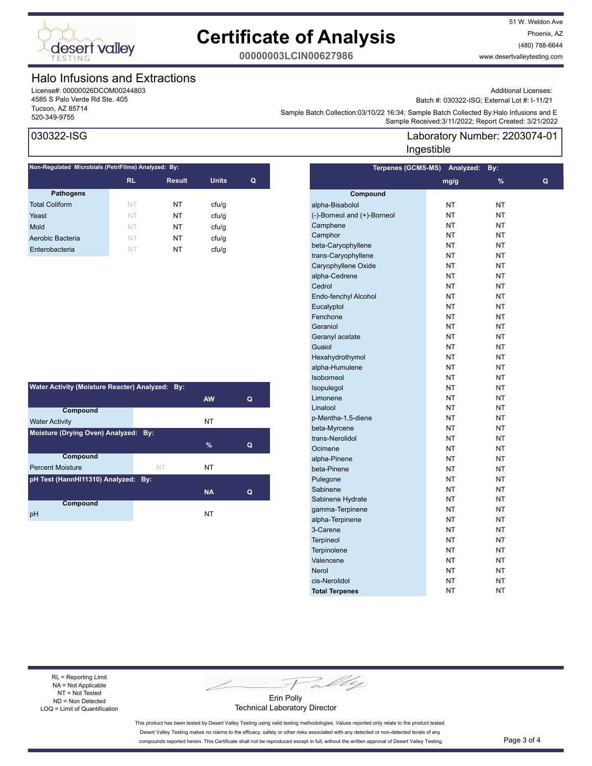# Certificate of Analysis

**00000003LCIN00627986**

51 W. Weldon Ave
Phoenix, AZ
(480) 788-6644
www.desertvalleytesting.com

## Halo Infusions and Extractions

License#: 00000026DCOM00244803
4585 S Palo Verde Rd Ste. 405
Tucson, AZ 85714
520-349-9755

Additional Licenses:
Batch #: 030322-ISG; External Lot #: I-11/21
Sample Batch Collection:03/10/22 16:34; Sample Batch Collected By:Halo Infusions and E
Sample Received:3/11/2022; Report Created: 3/21/2022

## 030322-ISG

Laboratory Number: 2203074-01
Ingestible

### Non-Regulated Microbials (PetriFilms) Analyzed: By:

| Pathogens | RL | Result | Units | Q |
|---|---|---|---|---|
| Total Coliform | NT | NT | cfu/g | |
| Yeast | NT | NT | cfu/g | |
| Mold | NT | NT | cfu/g | |
| Aerobic Bacteria | NT | NT | cfu/g | |
| Enterobacteria | NT | NT | cfu/g | |

### Water Activity (Moisture Reacter) Analyzed: By:

| Compound | | AW | Q |
|---|---|---|---|
| Water Activity | | NT | |

### Moisture (Drying Oven) Analyzed: By:

| Compound | | % | Q |
|---|---|---|---|
| Percent Moisture | NT | NT | |

### pH Test (HannHI11310) Analyzed: By:

| Compound | | NA | Q |
|---|---|---|---|
| pH | | NT | |

### Terpenes (GCMS-MS) Analyzed: By:

| Compound | mg/g | % | Q |
|---|---|---|---|
| alpha-Bisabolol | NT | NT | |
| (-)-Borneol and (+)-Borneol | NT | NT | |
| Camphene | NT | NT | |
| Camphor | NT | NT | |
| beta-Caryophyllene | NT | NT | |
| trans-Caryophyllene | NT | NT | |
| Caryophyllene Oxide | NT | NT | |
| alpha-Cedrene | NT | NT | |
| Cedrol | NT | NT | |
| Endo-fenchyl Alcohol | NT | NT | |
| Eucalyptol | NT | NT | |
| Fenchone | NT | NT | |
| Geraniol | NT | NT | |
| Geranyl acetate | NT | NT | |
| Guaiol | NT | NT | |
| Hexahydrothymol | NT | NT | |
| alpha-Humulene | NT | NT | |
| Isoborneol | NT | NT | |
| Isopulegol | NT | NT | |
| Limonene | NT | NT | |
| Linalool | NT | NT | |
| p-Mentha-1,5-diene | NT | NT | |
| beta-Myrcene | NT | NT | |
| trans-Nerolidol | NT | NT | |
| Ocimene | NT | NT | |
| alpha-Pinene | NT | NT | |
| beta-Pinene | NT | NT | |
| Pulegone | NT | NT | |
| Sabinene | NT | NT | |
| Sabinene Hydrate | NT | NT | |
| gamma-Terpinene | NT | NT | |
| alpha-Terpinene | NT | NT | |
| 3-Carene | NT | NT | |
| Terpineol | NT | NT | |
| Terpinolene | NT | NT | |
| Valencene | NT | NT | |
| Nerol | NT | NT | |
| cis-Nerolidol | NT | NT | |
| **Total Terpenes** | NT | NT | |

RL = Reporting Limit
NA = Not Applicable
NT = Not Tested
ND = Non Detected
LOQ = Limit of Quantification

Erin Polly
Technical Laboratory Director

This product has been tested by Desert Valley Testing using valid testing methodologies. Values reported only relate to the product tested. Desert Valley Testing makes no claims to the efficacy, safety or other risks associated with any detected or non-detected levels of any compounds reported herein. This Certificate shall not be reproduced except in full, without the written approval of Desert Valley Testing.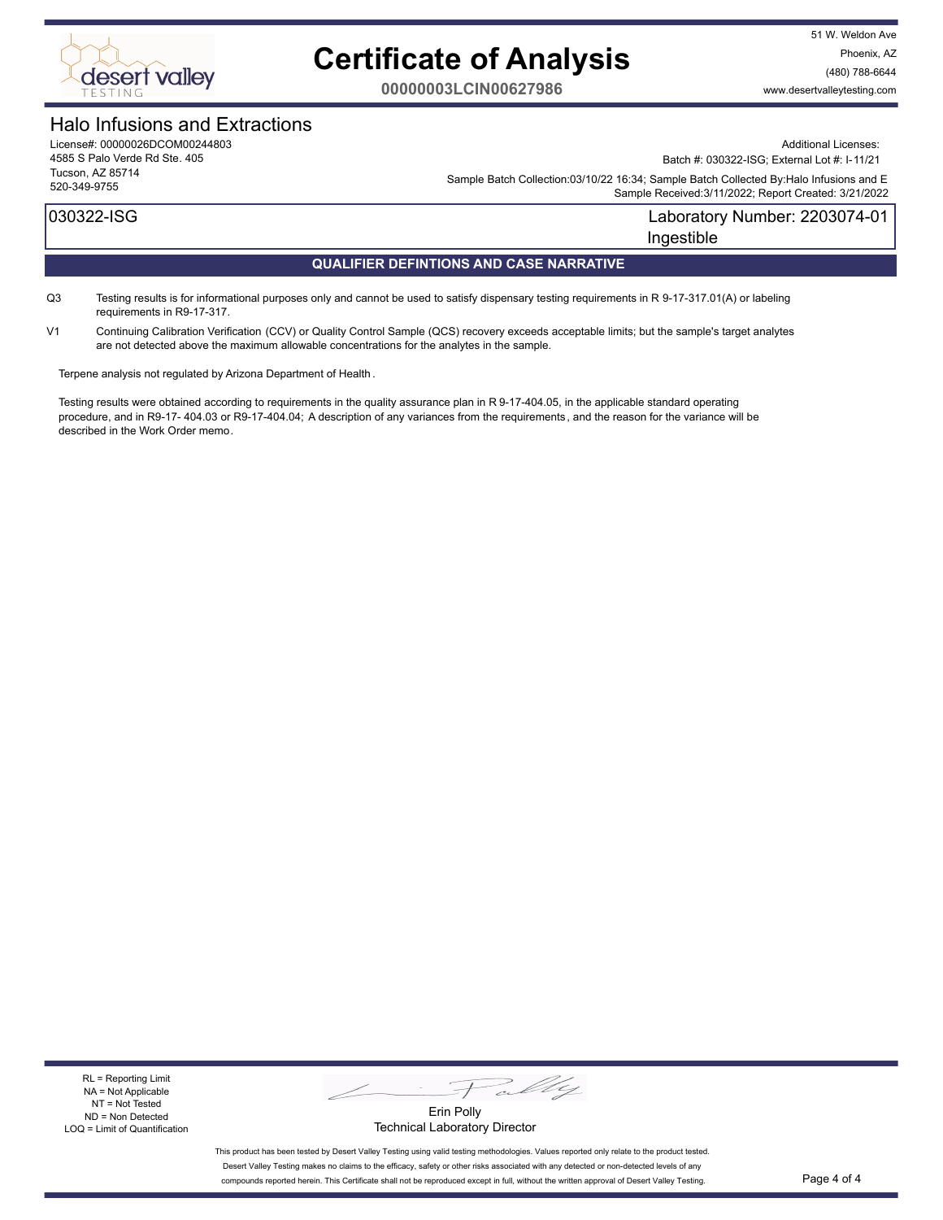# Certificate of Analysis

**00000003LCIN00627986**

51 W. Weldon Ave
Phoenix, AZ
(480) 788-6644
www.desertvalleytesting.com

## Halo Infusions and Extractions

License#: 00000026DCOM00244803
4585 S Palo Verde Rd Ste. 405
Tucson, AZ 85714
520-349-9755

Additional Licenses:
Batch #: 030322-ISG; External Lot #: I-11/21
Sample Batch Collection:03/10/22 16:34; Sample Batch Collected By:Halo Infusions and E
Sample Received:3/11/2022; Report Created: 3/21/2022

030322-ISG

Laboratory Number: 2203074-01
Ingestible

### QUALIFIER DEFINTIONS AND CASE NARRATIVE

Q3 Testing results is for informational purposes only and cannot be used to satisfy dispensary testing requirements in R 9-17-317.01(A) or labeling requirements in R9-17-317.

V1 Continuing Calibration Verification (CCV) or Quality Control Sample (QCS) recovery exceeds acceptable limits; but the sample's target analytes are not detected above the maximum allowable concentrations for the analytes in the sample.

Terpene analysis not regulated by Arizona Department of Health.

Testing results were obtained according to requirements in the quality assurance plan in R 9-17-404.05, in the applicable standard operating procedure, and in R9-17- 404.03 or R9-17-404.04; A description of any variances from the requirements, and the reason for the variance will be described in the Work Order memo.

RL = Reporting Limit
NA = Not Applicable
NT = Not Tested
ND = Non Detected
LOQ = Limit of Quantification

Erin Polly
Technical Laboratory Director

This product has been tested by Desert Valley Testing using valid testing methodologies. Values reported only relate to the product tested. Desert Valley Testing makes no claims to the efficacy, safety or other risks associated with any detected or non-detected levels of any compounds reported herein. This Certificate shall not be reproduced except in full, without the written approval of Desert Valley Testing.